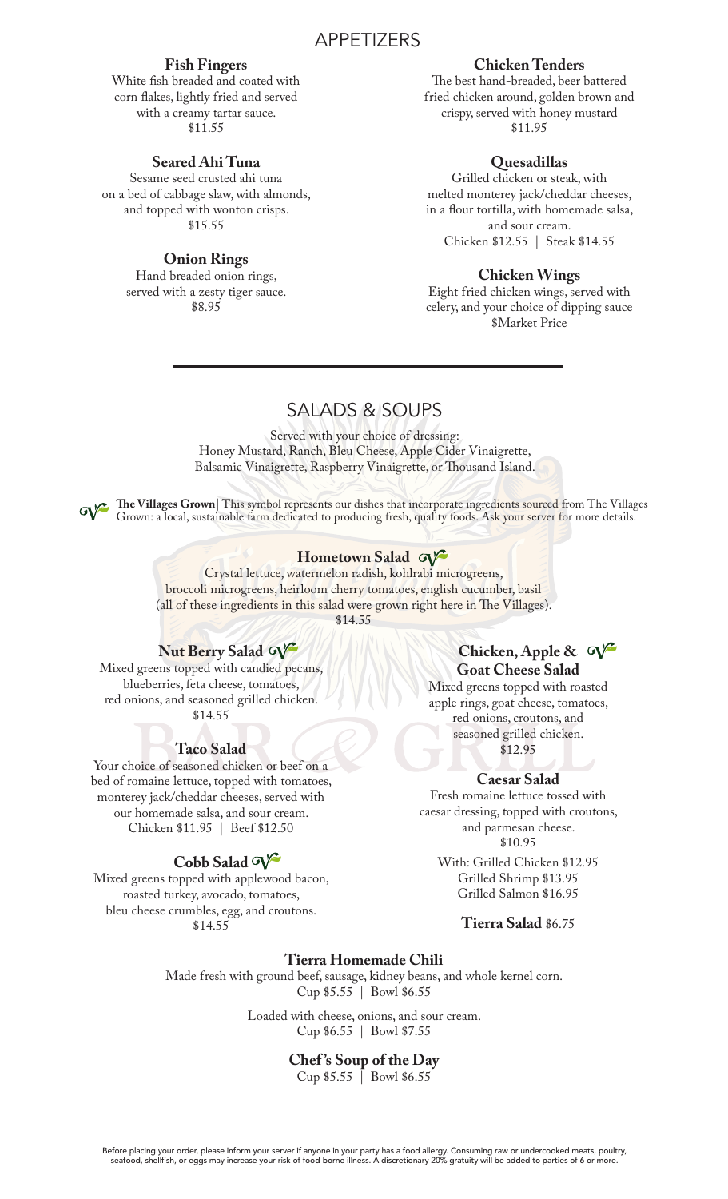# APPETIZERS

### Fish Fingers

White fish breaded and coated with corn flakes, lightly fried and served with a creamy tartar sauce.
$11.55

### Seared Ahi Tuna

Sesame seed crusted ahi tuna on a bed of cabbage slaw, with almonds, and topped with wonton crisps.
$15.55

### Onion Rings

Hand breaded onion rings, served with a zesty tiger sauce.
$8.95

### Chicken Tenders

The best hand-breaded, beer battered fried chicken around, golden brown and crispy, served with honey mustard
$11.95

### Quesadillas

Grilled chicken or steak, with melted monterey jack/cheddar cheeses, in a flour tortilla, with homemade salsa, and sour cream.
Chicken $12.55 | Steak $14.55

### Chicken Wings

Eight fried chicken wings, served with celery, and your choice of dipping sauce
$Market Price

---

# SALADS & SOUPS

Served with your choice of dressing:
Honey Mustard, Ranch, Bleu Cheese, Apple Cider Vinaigrette, Balsamic Vinaigrette, Raspberry Vinaigrette, or Thousand Island.

**The Villages Grown|** This symbol represents our dishes that incorporate ingredients sourced from The Villages Grown: a local, sustainable farm dedicated to producing fresh, quality foods. Ask your server for more details.

### Hometown Salad

Crystal lettuce, watermelon radish, kohlrabi microgreens, broccoli microgreens, heirloom cherry tomatoes, english cucumber, basil (all of these ingredients in this salad were grown right here in The Villages).
$14.55

### Nut Berry Salad

Mixed greens topped with candied pecans, blueberries, feta cheese, tomatoes, red onions, and seasoned grilled chicken.
$14.55

### Taco Salad

Your choice of seasoned chicken or beef on a bed of romaine lettuce, topped with tomatoes, monterey jack/cheddar cheeses, served with our homemade salsa, and sour cream.
Chicken $11.95 | Beef $12.50

### Cobb Salad

Mixed greens topped with applewood bacon, roasted turkey, avocado, tomatoes, bleu cheese crumbles, egg, and croutons.
$14.55

### Chicken, Apple & Goat Cheese Salad

Mixed greens topped with roasted apple rings, goat cheese, tomatoes, red onions, croutons, and seasoned grilled chicken.
$12.95

### Caesar Salad

Fresh romaine lettuce tossed with caesar dressing, topped with croutons, and parmesan cheese.
$10.95

With: Grilled Chicken $12.95
Grilled Shrimp $13.95
Grilled Salmon $16.95

**Tierra Salad** $6.75

### Tierra Homemade Chili

Made fresh with ground beef, sausage, kidney beans, and whole kernel corn.
Cup $5.55 | Bowl $6.55

Loaded with cheese, onions, and sour cream.
Cup $6.55 | Bowl $7.55

### Chef's Soup of the Day

Cup $5.55 | Bowl $6.55

Before placing your order, please inform your server if anyone in your party has a food allergy. Consuming raw or undercooked meats, poultry, seafood, shellfish, or eggs may increase your risk of food-borne illness. A discretionary 20% gratuity will be added to parties of 6 or more.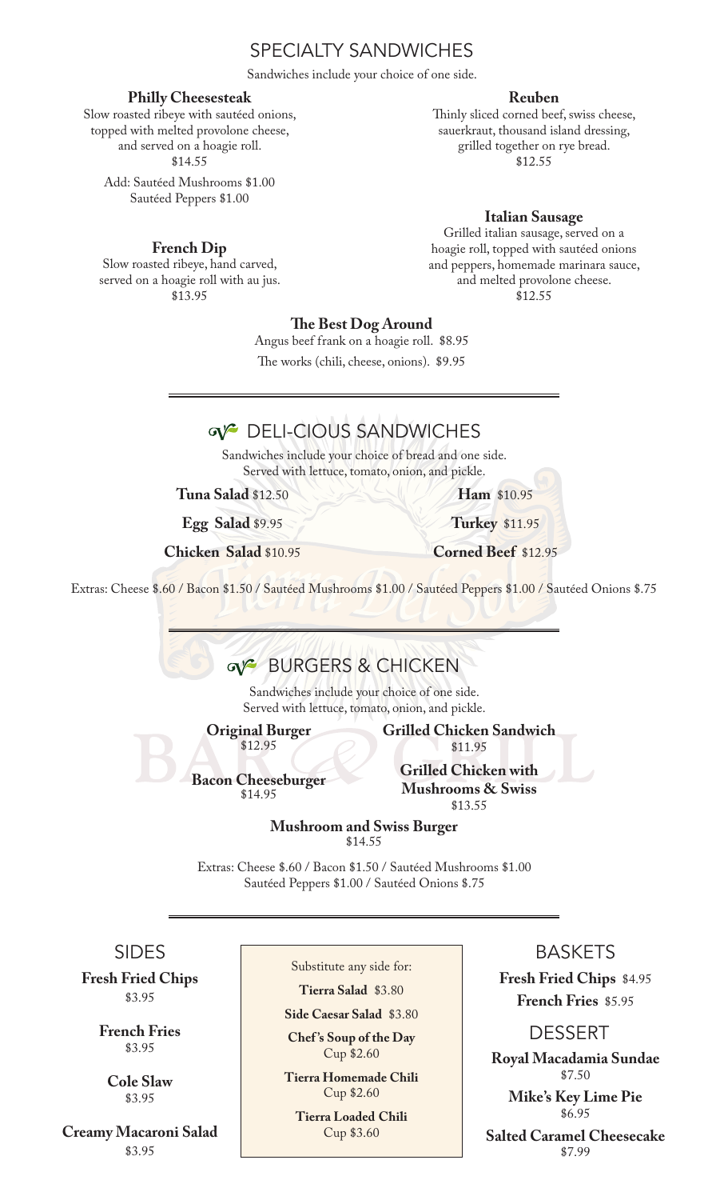## SPECIALTY SANDWICHES

Sandwiches include your choice of one side.

**Philly Cheesesteak**
Slow roasted ribeye with sautéed onions, topped with melted provolone cheese, and served on a hoagie roll.
$14.55

Add: Sautéed Mushrooms $1.00
Sautéed Peppers $1.00

**French Dip**
Slow roasted ribeye, hand carved, served on a hoagie roll with au jus.
$13.95

**Reuben**
Thinly sliced corned beef, swiss cheese, sauerkraut, thousand island dressing, grilled together on rye bread.
$12.55

**Italian Sausage**
Grilled italian sausage, served on a hoagie roll, topped with sautéed onions and peppers, homemade marinara sauce, and melted provolone cheese.
$12.55

**The Best Dog Around**
Angus beef frank on a hoagie roll. $8.95
The works (chili, cheese, onions). $9.95

## DELI-CIOUS SANDWICHES

Sandwiches include your choice of bread and one side.
Served with lettuce, tomato, onion, and pickle.

**Tuna Salad** $12.50

**Egg Salad** $9.95

**Chicken Salad** $10.95

**Ham** $10.95

**Turkey** $11.95

**Corned Beef** $12.95

Extras: Cheese $.60 / Bacon $1.50 / Sautéed Mushrooms $1.00 / Sautéed Peppers $1.00 / Sautéed Onions $.75

## BURGERS & CHICKEN

Sandwiches include your choice of one side.
Served with lettuce, tomato, onion, and pickle.

**Original Burger**
$12.95

**Bacon Cheeseburger**
$14.95

**Grilled Chicken Sandwich**
$11.95

**Grilled Chicken with Mushrooms & Swiss**
$13.55

**Mushroom and Swiss Burger**
$14.55

Extras: Cheese $.60 / Bacon $1.50 / Sautéed Mushrooms $1.00
Sautéed Peppers $1.00 / Sautéed Onions $.75

## SIDES

**Fresh Fried Chips**
$3.95

**French Fries**
$3.95

**Cole Slaw**
$3.95

**Creamy Macaroni Salad**
$3.95

Substitute any side for:

**Tierra Salad** $3.80

**Side Caesar Salad** $3.80

**Chef's Soup of the Day**
Cup $2.60

**Tierra Homemade Chili**
Cup $2.60

**Tierra Loaded Chili**
Cup $3.60

## BASKETS

**Fresh Fried Chips** $4.95

**French Fries** $5.95

## DESSERT

**Royal Macadamia Sundae**
$7.50

**Mike's Key Lime Pie**
$6.95

**Salted Caramel Cheesecake**
$7.99